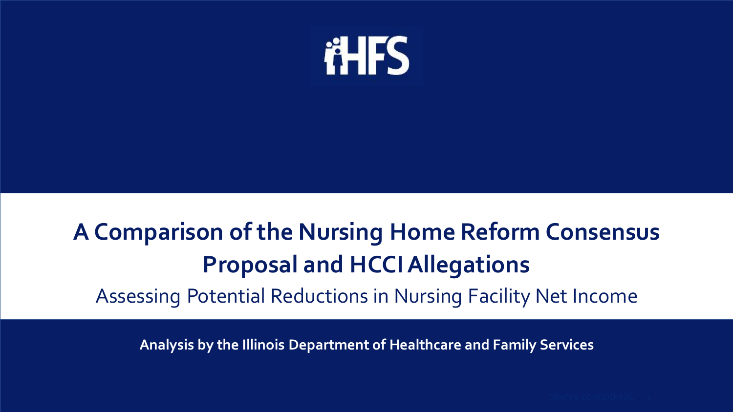# A Comparison of the Nursing Home Reform Consensus Proposal and HCCI Allegations

## Assessing Potential Reductions in Nursing Facility Net Income

**Analysis by the Illinois Department of Healthcare and Family Services**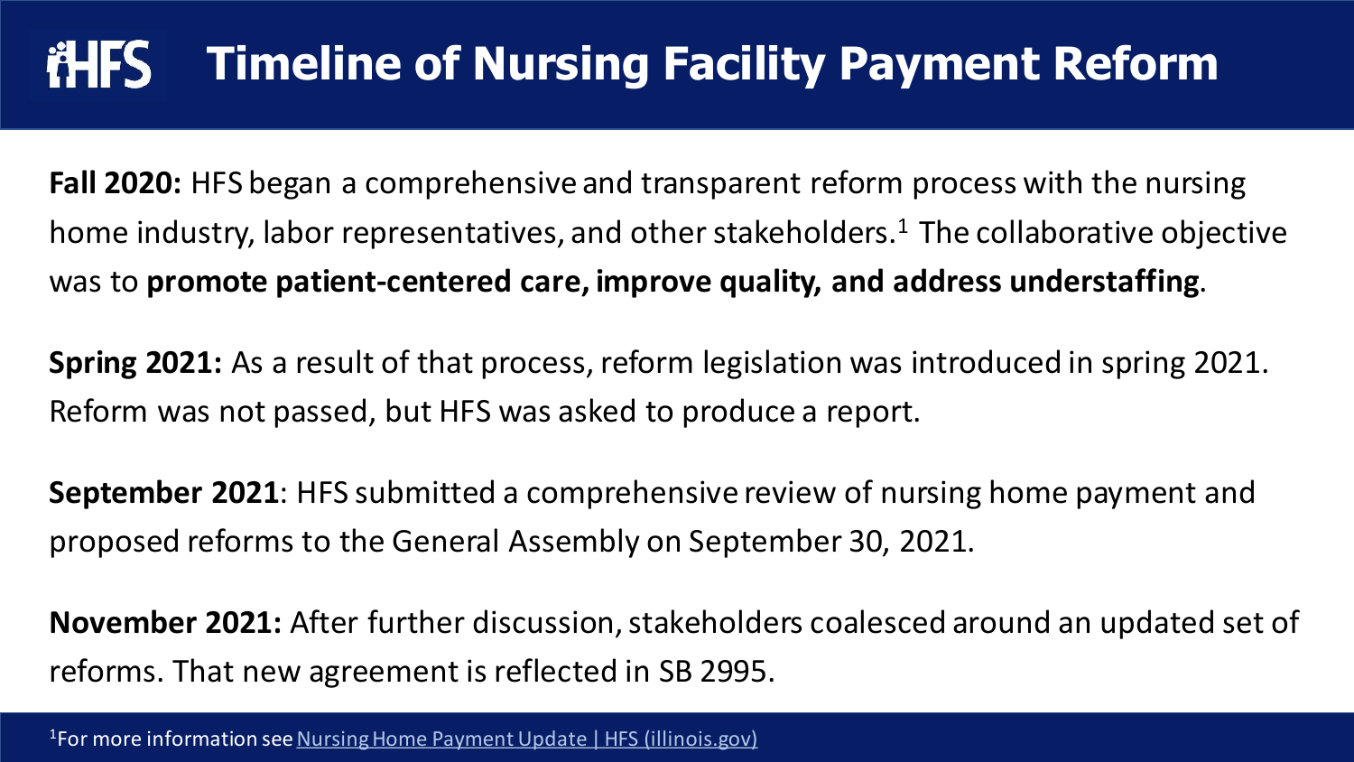# Timeline of Nursing Facility Payment Reform

**Fall 2020:** HFS began a comprehensive and transparent reform process with the nursing home industry, labor representatives, and other stakeholders.[1] The collaborative objective was to **promote patient-centered care, improve quality, and address understaffing**.

**Spring 2021:** As a result of that process, reform legislation was introduced in spring 2021. Reform was not passed, but HFS was asked to produce a report.

**September 2021**: HFS submitted a comprehensive review of nursing home payment and proposed reforms to the General Assembly on September 30, 2021.

**November 2021:** After further discussion, stakeholders coalesced around an updated set of reforms. That new agreement is reflected in SB 2995.

[1]For more information see Nursing Home Payment Update | HFS (illinois.gov)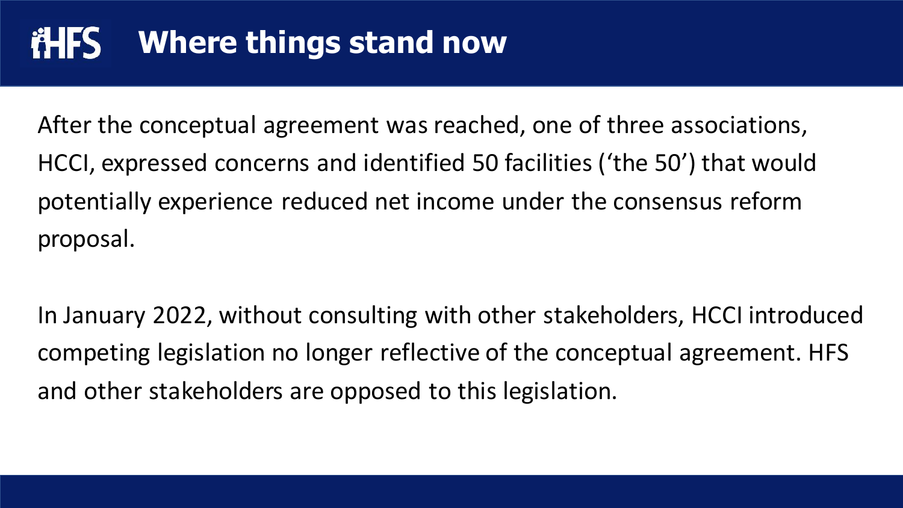# Where things stand now

After the conceptual agreement was reached, one of three associations, HCCI, expressed concerns and identified 50 facilities ('the 50') that would potentially experience reduced net income under the consensus reform proposal.

In January 2022, without consulting with other stakeholders, HCCI introduced competing legislation no longer reflective of the conceptual agreement. HFS and other stakeholders are opposed to this legislation.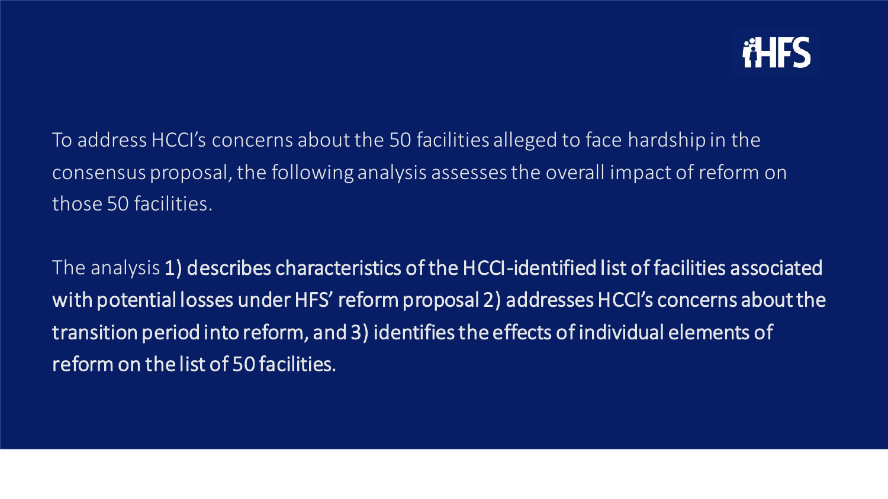To address HCCI's concerns about the 50 facilities alleged to face hardship in the consensus proposal, the following analysis assesses the overall impact of reform on those 50 facilities.

The analysis 1) describes characteristics of the HCCI-identified list of facilities associated with potential losses under HFS' reform proposal 2) addresses HCCI's concerns about the transition period into reform, and 3) identifies the effects of individual elements of reform on the list of 50 facilities.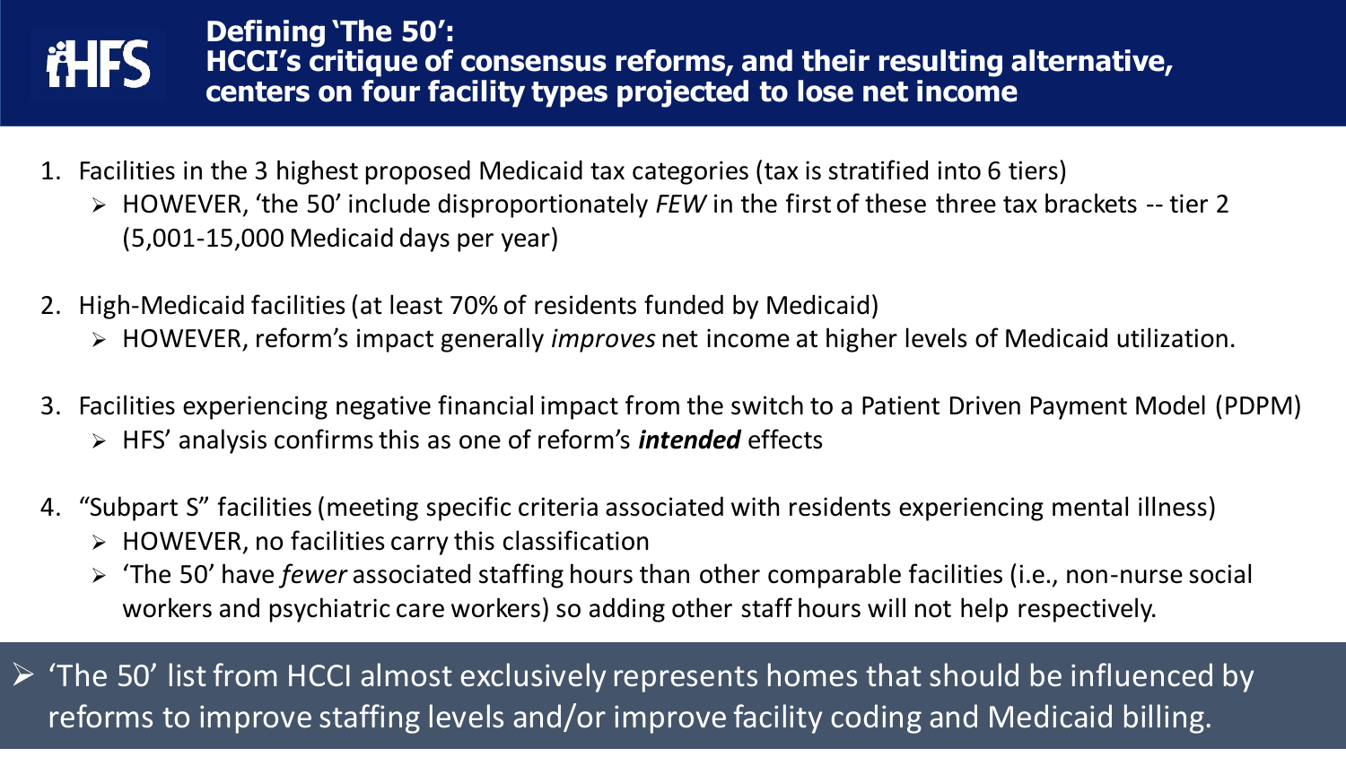# Defining 'The 50': HCCI's critique of consensus reforms, and their resulting alternative, centers on four facility types projected to lose net income

1. Facilities in the 3 highest proposed Medicaid tax categories (tax is stratified into 6 tiers)
   - HOWEVER, 'the 50' include disproportionately *FEW* in the first of these three tax brackets -- tier 2 (5,001-15,000 Medicaid days per year)
2. High-Medicaid facilities (at least 70% of residents funded by Medicaid)
   - HOWEVER, reform's impact generally *improves* net income at higher levels of Medicaid utilization.
3. Facilities experiencing negative financial impact from the switch to a Patient Driven Payment Model (PDPM)
   - HFS' analysis confirms this as one of reform's ***intended*** effects
4. "Subpart S" facilities (meeting specific criteria associated with residents experiencing mental illness)
   - HOWEVER, no facilities carry this classification
   - 'The 50' have *fewer* associated staffing hours than other comparable facilities (i.e., non-nurse social workers and psychiatric care workers) so adding other staff hours will not help respectively.

- 'The 50' list from HCCI almost exclusively represents homes that should be influenced by reforms to improve staffing levels and/or improve facility coding and Medicaid billing.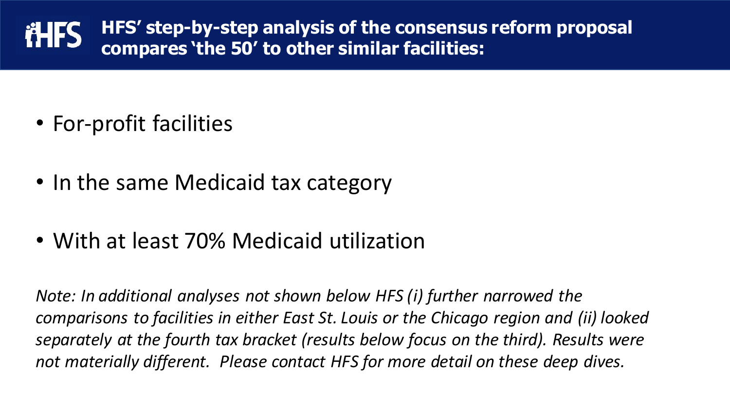## HFS' step-by-step analysis of the consensus reform proposal compares 'the 50' to other similar facilities:

- For-profit facilities
- In the same Medicaid tax category
- With at least 70% Medicaid utilization

*Note: In additional analyses not shown below HFS (i) further narrowed the comparisons to facilities in either East St. Louis or the Chicago region and (ii) looked separately at the fourth tax bracket (results below focus on the third). Results were not materially different. Please contact HFS for more detail on these deep dives.*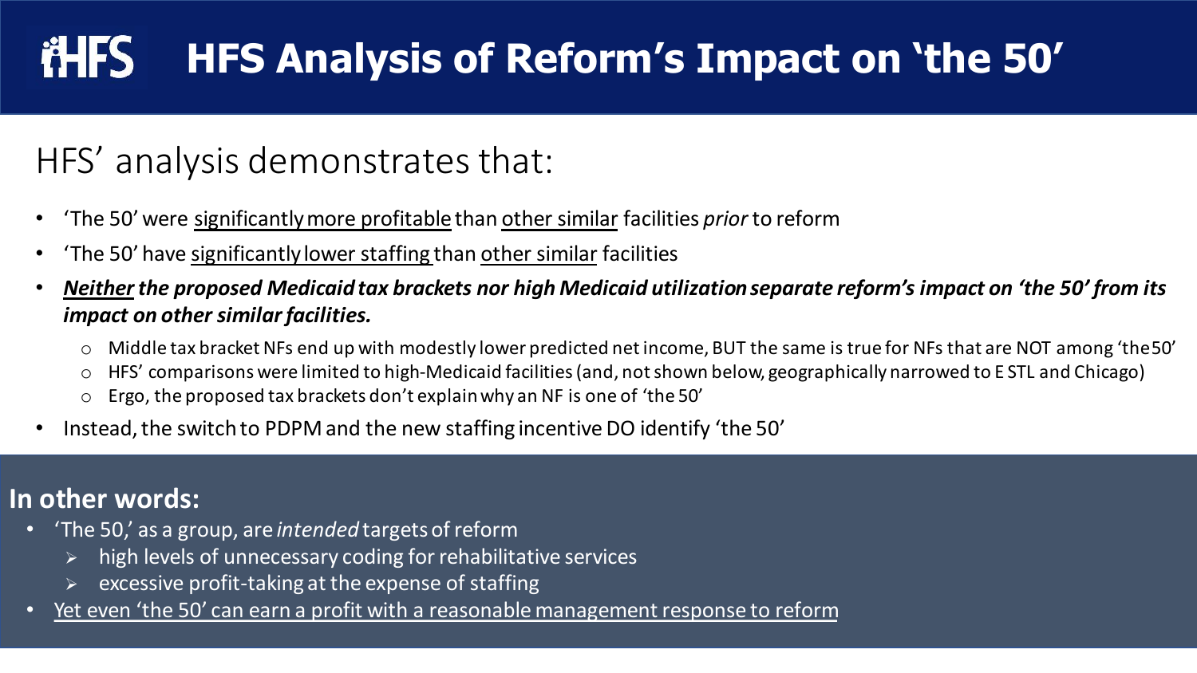# HFS Analysis of Reform's Impact on 'the 50'

## HFS' analysis demonstrates that:

- 'The 50' were <u>significantly more profitable</u> than <u>other similar</u> facilities *prior* to reform
- 'The 50' have <u>significantly lower staffing</u> than <u>other similar</u> facilities
- ***<u>Neither</u> the proposed Medicaid tax brackets nor high Medicaid utilization separate reform's impact on 'the 50' from its impact on other similar facilities.***
  - Middle tax bracket NFs end up with modestly lower predicted net income, BUT the same is true for NFs that are NOT among 'the 50'
  - HFS' comparisons were limited to high-Medicaid facilities (and, not shown below, geographically narrowed to E STL and Chicago)
  - Ergo, the proposed tax brackets don't explain why an NF is one of 'the 50'
- Instead, the switch to PDPM and the new staffing incentive DO identify 'the 50'

**In other words:**

- 'The 50,' as a group, are *intended* targets of reform
  - high levels of unnecessary coding for rehabilitative services
  - excessive profit-taking at the expense of staffing
- <u>Yet even 'the 50' can earn a profit with a reasonable management response to reform</u>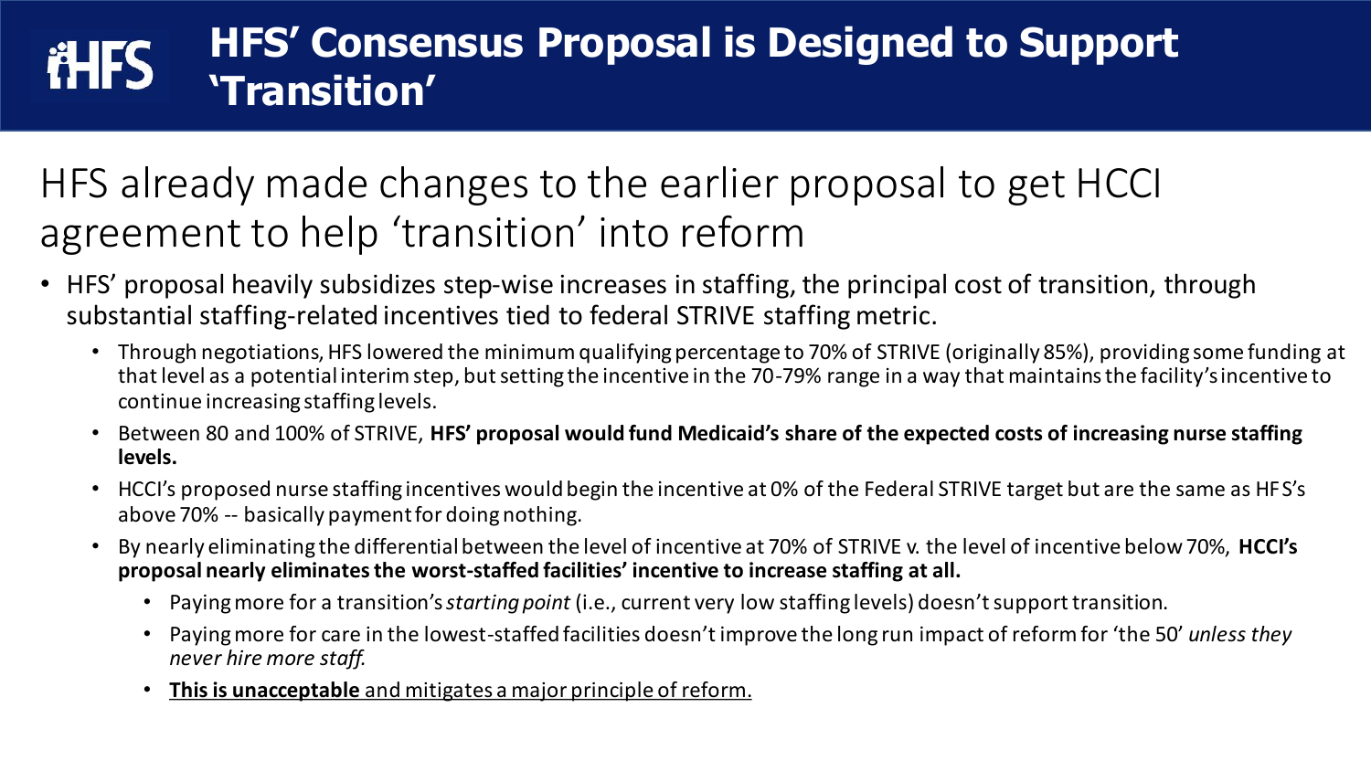# HFS' Consensus Proposal is Designed to Support 'Transition'

## HFS already made changes to the earlier proposal to get HCCI agreement to help 'transition' into reform

- HFS' proposal heavily subsidizes step-wise increases in staffing, the principal cost of transition, through substantial staffing-related incentives tied to federal STRIVE staffing metric.
  - Through negotiations, HFS lowered the minimum qualifying percentage to 70% of STRIVE (originally 85%), providing some funding at that level as a potential interim step, but setting the incentive in the 70-79% range in a way that maintains the facility's incentive to continue increasing staffing levels.
  - Between 80 and 100% of STRIVE, **HFS' proposal would fund Medicaid's share of the expected costs of increasing nurse staffing levels.**
  - HCCI's proposed nurse staffing incentives would begin the incentive at 0% of the Federal STRIVE target but are the same as HFS's above 70% -- basically payment for doing nothing.
  - By nearly eliminating the differential between the level of incentive at 70% of STRIVE v. the level of incentive below 70%, **HCCI's proposal nearly eliminates the worst-staffed facilities' incentive to increase staffing at all.**
    - Paying more for a transition's *starting point* (i.e., current very low staffing levels) doesn't support transition.
    - Paying more for care in the lowest-staffed facilities doesn't improve the long run impact of reform for 'the 50' *unless they never hire more staff.*
    - **<u>This is unacceptable</u>** <u>and mitigates a major principle of reform.</u>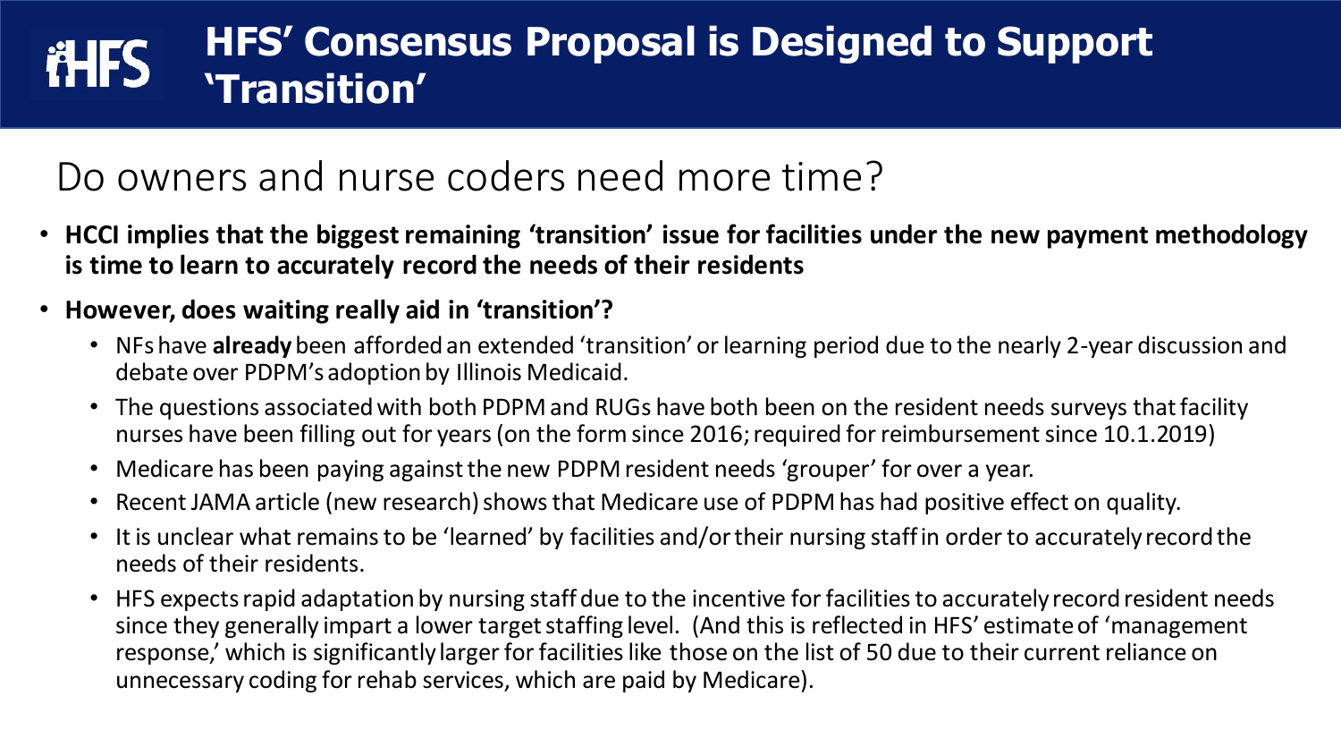# HFS' Consensus Proposal is Designed to Support 'Transition'

## Do owners and nurse coders need more time?

- **HCCI implies that the biggest remaining 'transition' issue for facilities under the new payment methodology is time to learn to accurately record the needs of their residents**
- **However, does waiting really aid in 'transition'?**
  - NFs have **already** been afforded an extended 'transition' or learning period due to the nearly 2-year discussion and debate over PDPM's adoption by Illinois Medicaid.
  - The questions associated with both PDPM and RUGs have both been on the resident needs surveys that facility nurses have been filling out for years (on the form since 2016; required for reimbursement since 10.1.2019)
  - Medicare has been paying against the new PDPM resident needs 'grouper' for over a year.
  - Recent JAMA article (new research) shows that Medicare use of PDPM has had positive effect on quality.
  - It is unclear what remains to be 'learned' by facilities and/or their nursing staff in order to accurately record the needs of their residents.
  - HFS expects rapid adaptation by nursing staff due to the incentive for facilities to accurately record resident needs since they generally impart a lower target staffing level. (And this is reflected in HFS' estimate of 'management response,' which is significantly larger for facilities like those on the list of 50 due to their current reliance on unnecessary coding for rehab services, which are paid by Medicare).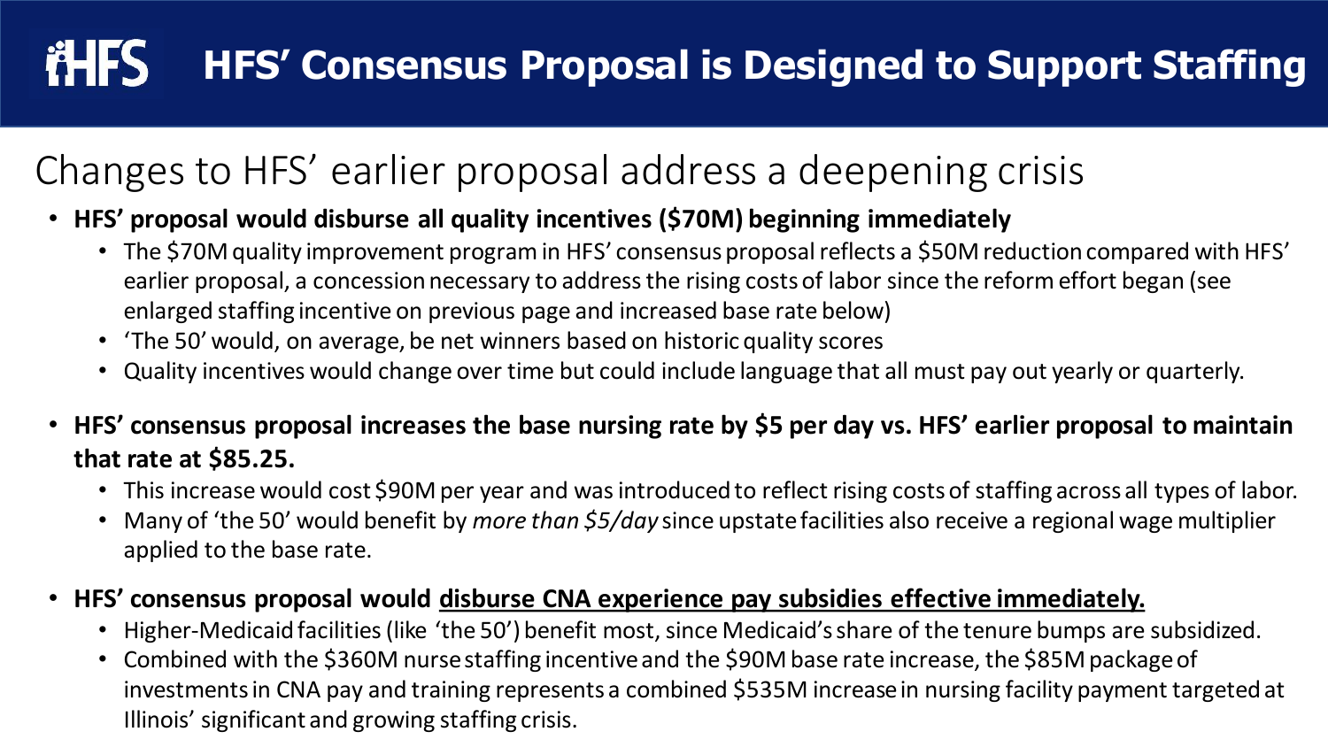# HFS' Consensus Proposal is Designed to Support Staffing

## Changes to HFS' earlier proposal address a deepening crisis

- **HFS' proposal would disburse all quality incentives ($70M) beginning immediately**
  - The $70M quality improvement program in HFS' consensus proposal reflects a $50M reduction compared with HFS' earlier proposal, a concession necessary to address the rising costs of labor since the reform effort began (see enlarged staffing incentive on previous page and increased base rate below)
  - 'The 50' would, on average, be net winners based on historic quality scores
  - Quality incentives would change over time but could include language that all must pay out yearly or quarterly.
- **HFS' consensus proposal increases the base nursing rate by $5 per day vs. HFS' earlier proposal to maintain that rate at $85.25.**
  - This increase would cost $90M per year and was introduced to reflect rising costs of staffing across all types of labor.
  - Many of 'the 50' would benefit by *more than $5/day* since upstate facilities also receive a regional wage multiplier applied to the base rate.
- **HFS' consensus proposal would <u>disburse CNA experience pay subsidies effective immediately.</u>**
  - Higher-Medicaid facilities (like 'the 50') benefit most, since Medicaid's share of the tenure bumps are subsidized.
  - Combined with the $360M nurse staffing incentive and the $90M base rate increase, the $85M package of investments in CNA pay and training represents a combined $535M increase in nursing facility payment targeted at Illinois' significant and growing staffing crisis.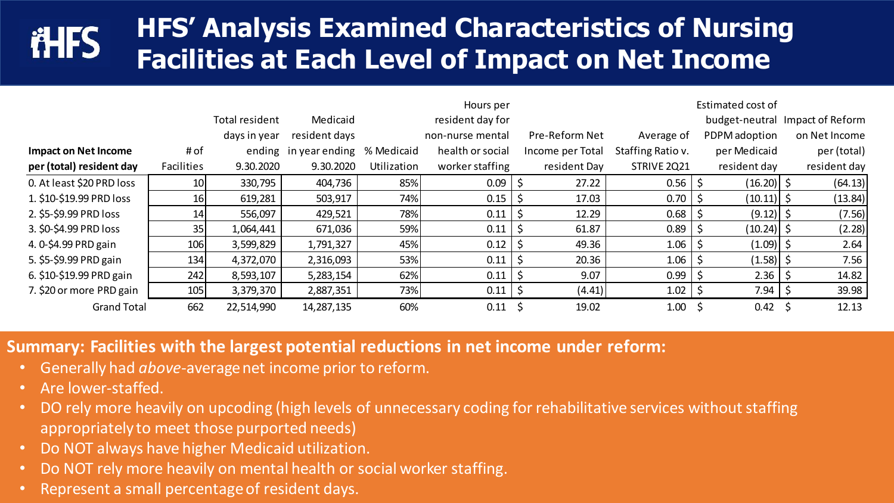# HFS' Analysis Examined Characteristics of Nursing Facilities at Each Level of Impact on Net Income

| Impact on Net Income per (total) resident day | # of Facilities | Total resident days in year ending 9.30.2020 | Medicaid resident days in year ending 9.30.2020 | % Medicaid Utilization | Hours per resident day for non-nurse mental health or social worker staffing | Pre-Reform Net Income per Total resident Day | Average of Staffing Ratio v. STRIVE 2Q21 | Estimated cost of budget-neutral PDPM adoption per Medicaid resident day | Impact of Reform on Net Income per (total) resident day |
|---|---|---|---|---|---|---|---|---|---|
| 0. At least $20 PRD loss | 10 | 330,795 | 404,736 | 85% | 0.09 | $ 27.22 | 0.56 | $ (16.20) | $ (64.13) |
| 1. $10-$19.99 PRD loss | 16 | 619,281 | 503,917 | 74% | 0.15 | $ 17.03 | 0.70 | $ (10.11) | $ (13.84) |
| 2. $5-$9.99 PRD loss | 14 | 556,097 | 429,521 | 78% | 0.11 | $ 12.29 | 0.68 | $ (9.12) | $ (7.56) |
| 3. $0-$4.99 PRD loss | 35 | 1,064,441 | 671,036 | 59% | 0.11 | $ 61.87 | 0.89 | $ (10.24) | $ (2.28) |
| 4. 0-$4.99 PRD gain | 106 | 3,599,829 | 1,791,327 | 45% | 0.12 | $ 49.36 | 1.06 | $ (1.09) | $ 2.64 |
| 5. $5-$9.99 PRD gain | 134 | 4,372,070 | 2,316,093 | 53% | 0.11 | $ 20.36 | 1.06 | $ (1.58) | $ 7.56 |
| 6. $10-$19.99 PRD gain | 242 | 8,593,107 | 5,283,154 | 62% | 0.11 | $ 9.07 | 0.99 | $ 2.36 | $ 14.82 |
| 7. $20 or more PRD gain | 105 | 3,379,370 | 2,887,351 | 73% | 0.11 | $ (4.41) | 1.02 | $ 7.94 | $ 39.98 |
| Grand Total | 662 | 22,514,990 | 14,287,135 | 60% | 0.11 | $ 19.02 | 1.00 | $ 0.42 | $ 12.13 |

**Summary: Facilities with the largest potential reductions in net income under reform:**

- Generally had *above*-average net income prior to reform.
- Are lower-staffed.
- DO rely more heavily on upcoding (high levels of unnecessary coding for rehabilitative services without staffing appropriately to meet those purported needs)
- Do NOT always have higher Medicaid utilization.
- Do NOT rely more heavily on mental health or social worker staffing.
- Represent a small percentage of resident days.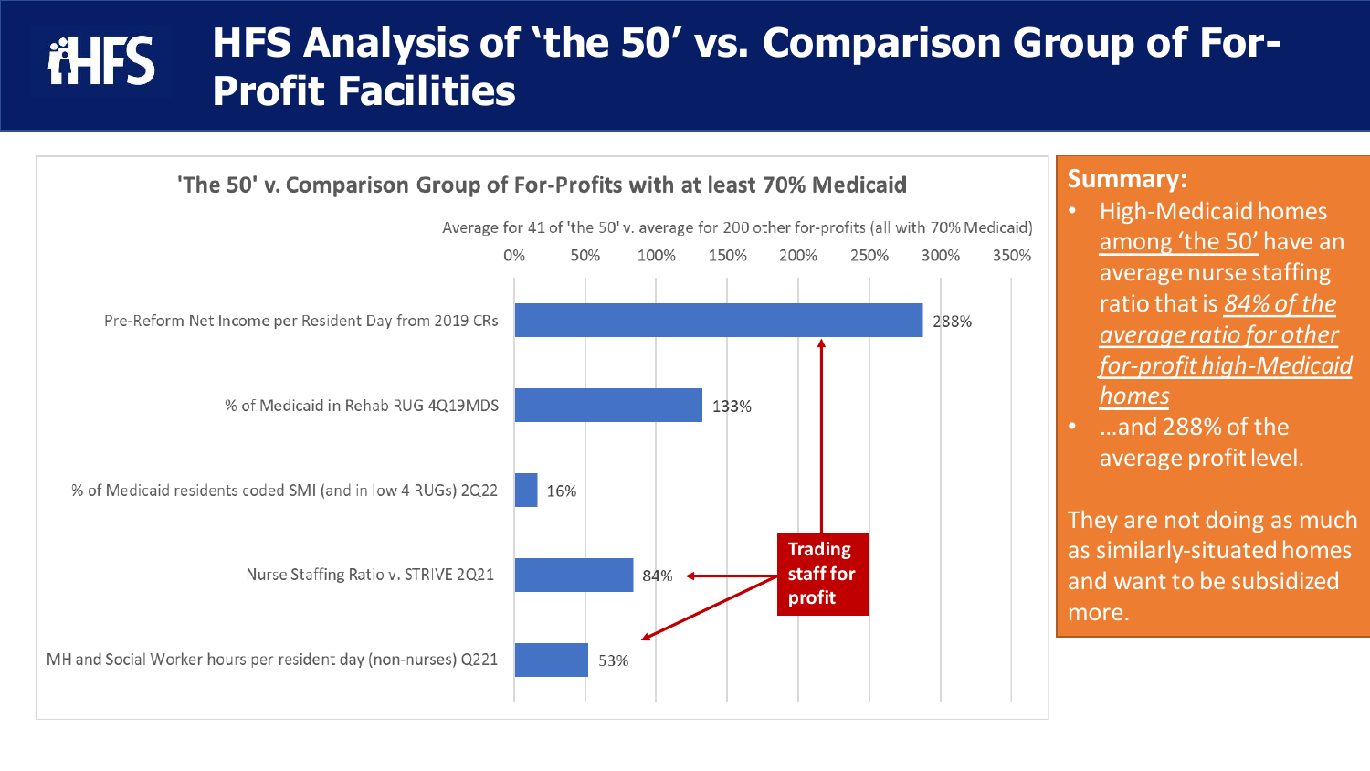# HFS Analysis of 'the 50' vs. Comparison Group of For-Profit Facilities

## 'The 50' v. Comparison Group of For-Profits with at least 70% Medicaid

Average for 41 of 'the 50' v. average for 200 other for-profits (all with 70% Medicaid)

| Measure | Value |
| --- | --- |
| Pre-Reform Net Income per Resident Day from 2019 CRs | 288% |
| % of Medicaid in Rehab RUG 4Q19MDS | 133% |
| % of Medicaid residents coded SMI (and in low 4 RUGs) 2Q22 | 16% |
| Nurse Staffing Ratio v. STRIVE 2Q21 | 84% |
| MH and Social Worker hours per resident day (non-nurses) Q221 | 53% |

**Trading staff for profit**

**Summary:**

- High-Medicaid homes among 'the 50' have an average nurse staffing ratio that is *84% of the average ratio for other for-profit high-Medicaid homes*
- …and 288% of the average profit level.

They are not doing as much as similarly-situated homes and want to be subsidized more.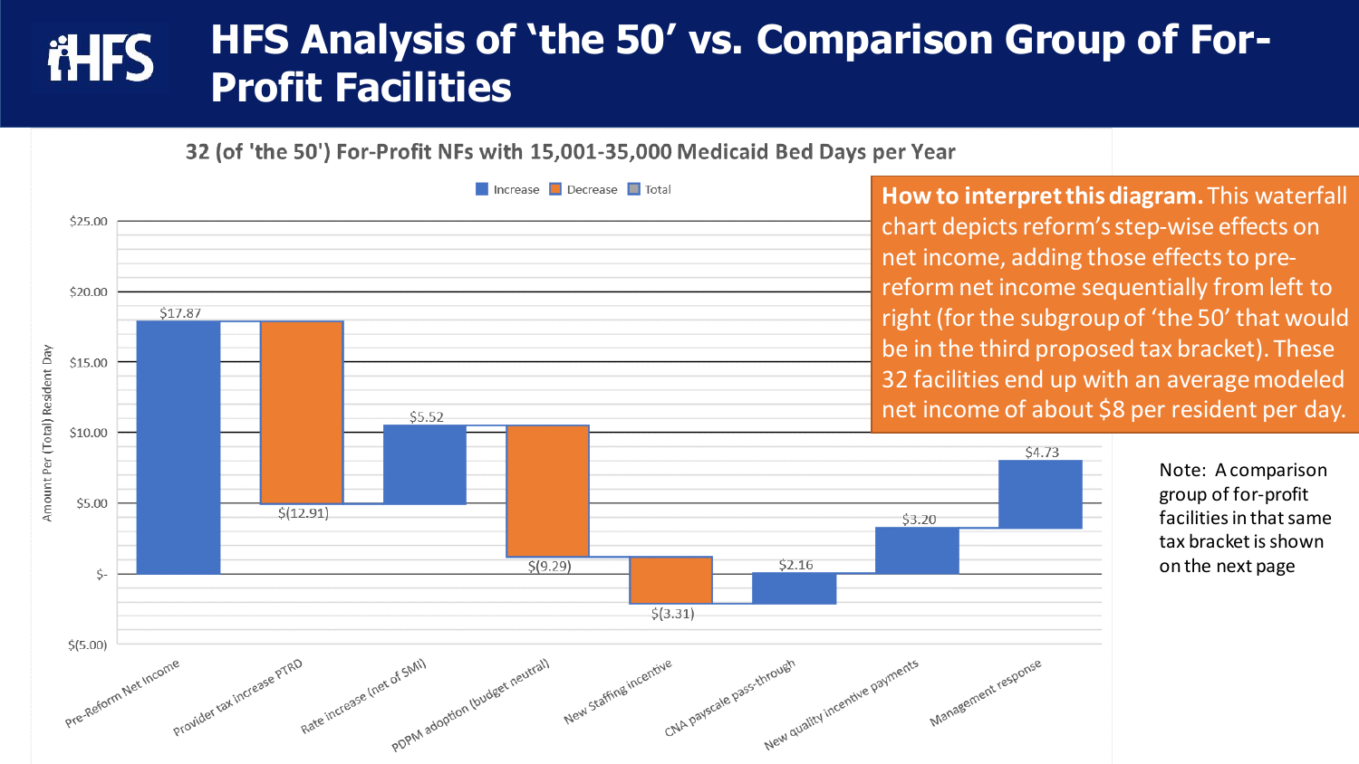# HFS Analysis of 'the 50' vs. Comparison Group of For-Profit Facilities

## 32 (of 'the 50') For-Profit NFs with 15,001-35,000 Medicaid Bed Days per Year

Legend: Increase, Decrease, Total

Y-axis: Amount Per (Total) Resident Day

| Step | Type | Amount |
| --- | --- | --- |
| Pre-Reform Net Income | Increase | $17.87 |
| Provider tax increase PTRD | Decrease | $(12.91) |
| Rate increase (net of SMI) | Increase | $5.52 |
| PDPM adoption (budget neutral) | Decrease | $(9.29) |
| New Staffing incentive | Decrease | $(3.31) |
| CNA payscale pass-through | Increase | $2.16 |
| New quality incentive payments | Increase | $3.20 |
| Management response | Increase | $4.73 |

**How to interpret this diagram.** This waterfall chart depicts reform's step-wise effects on net income, adding those effects to pre-reform net income sequentially from left to right (for the subgroup of 'the 50' that would be in the third proposed tax bracket). These 32 facilities end up with an average modeled net income of about $8 per resident per day.

Note: A comparison group of for-profit facilities in that same tax bracket is shown on the next page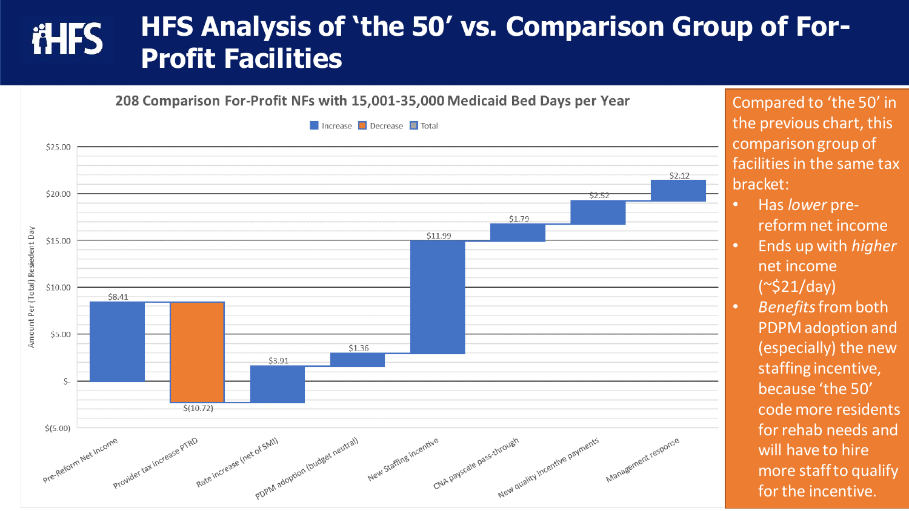# HFS Analysis of 'the 50' vs. Comparison Group of For-Profit Facilities

**208 Comparison For-Profit NFs with 15,001-35,000 Medicaid Bed Days per Year**

Legend: Increase | Decrease | Total

Y-axis: Amount Per (Total) Resident Day

| Category | Amount |
|---|---|
| Pre-Reform Net Income | $8.41 |
| Provider tax increase PTRD | $(10.72) |
| Rate Increase (net of SMI) | $3.91 |
| PDPM adoption (budget neutral) | $1.36 |
| New Staffing incentive | $11.99 |
| CNA payscale pass-through | $1.79 |
| New quality incentive payments | $2.52 |
| Management response | $2.12 |

Compared to 'the 50' in the previous chart, this comparison group of facilities in the same tax bracket:

- Has *lower* pre-reform net income
- Ends up with *higher* net income (~$21/day)
- *Benefits* from both PDPM adoption and (especially) the new staffing incentive, because 'the 50' code more residents for rehab needs and will have to hire more staff to qualify for the incentive.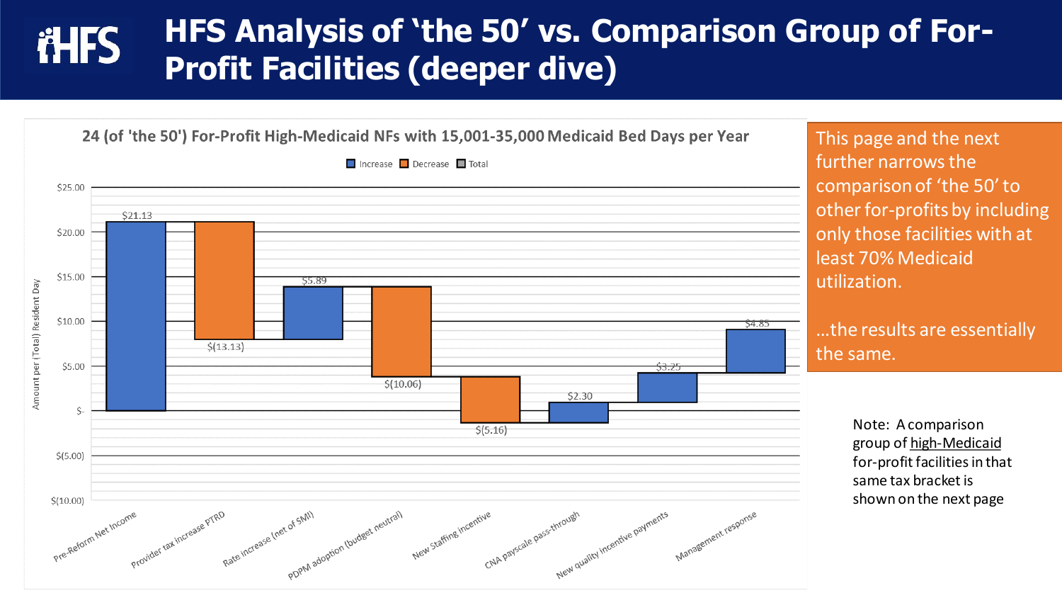# HFS Analysis of 'the 50' vs. Comparison Group of For-Profit Facilities (deeper dive)

**24 (of 'the 50') For-Profit High-Medicaid NFs with 15,001-35,000 Medicaid Bed Days per Year**

Legend: Increase, Decrease, Total

Y-axis: Amount per (Total) Resident Day

| Component | Type | Amount |
|---|---|---|
| Pre-Reform Net Income | Increase | $21.13 |
| Provider tax increase PTRD | Decrease | $(13.13) |
| Rate increase (net of SMI) | Increase | $5.89 |
| PDPM adoption (budget neutral) | Decrease | $(10.06) |
| New Staffing incentive | Decrease | $(5.16) |
| CNA payscale pass-through | Increase | $2.30 |
| New quality incentive payments | Increase | $3.25 |
| Management response | Increase | $4.85 |

This page and the next further narrows the comparison of 'the 50' to other for-profits by including only those facilities with at least 70% Medicaid utilization.

...the results are essentially the same.

Note: A comparison group of high-Medicaid for-profit facilities in that same tax bracket is shown on the next page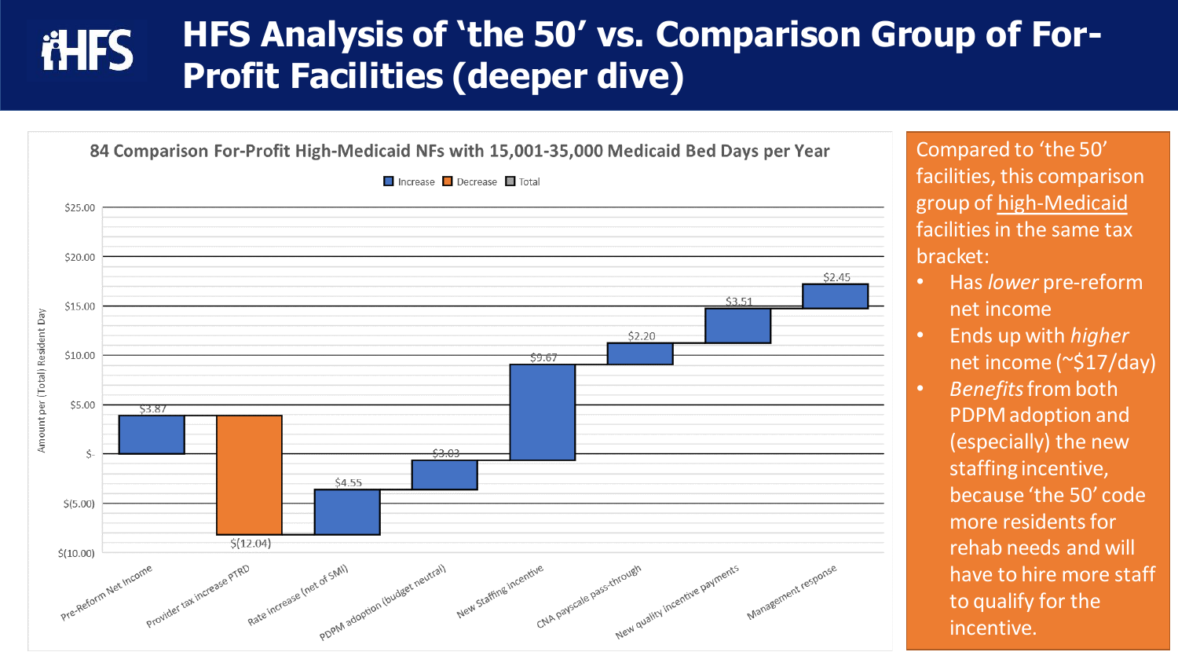# HFS Analysis of 'the 50' vs. Comparison Group of For-Profit Facilities (deeper dive)

**84 Comparison For-Profit High-Medicaid NFs with 15,001-35,000 Medicaid Bed Days per Year**

Legend: Increase | Decrease | Total

| Category | Amount per (Total) Resident Day |
| --- | --- |
| Pre-Reform Net Income | $3.87 |
| Provider tax increase PTRD | $(12.04) |
| Rate increase (net of SMI) | $4.55 |
| PDPM adoption (budget neutral) | $3.03 |
| New Staffing incentive | $9.67 |
| CNA payscale pass-through | $2.20 |
| New quality incentive payments | $3.51 |
| Management response | $2.45 |

Compared to 'the 50' facilities, this comparison group of high-Medicaid facilities in the same tax bracket:

- Has *lower* pre-reform net income
- Ends up with *higher* net income (~$17/day)
- *Benefits* from both PDPM adoption and (especially) the new staffing incentive, because 'the 50' code more residents for rehab needs and will have to hire more staff to qualify for the incentive.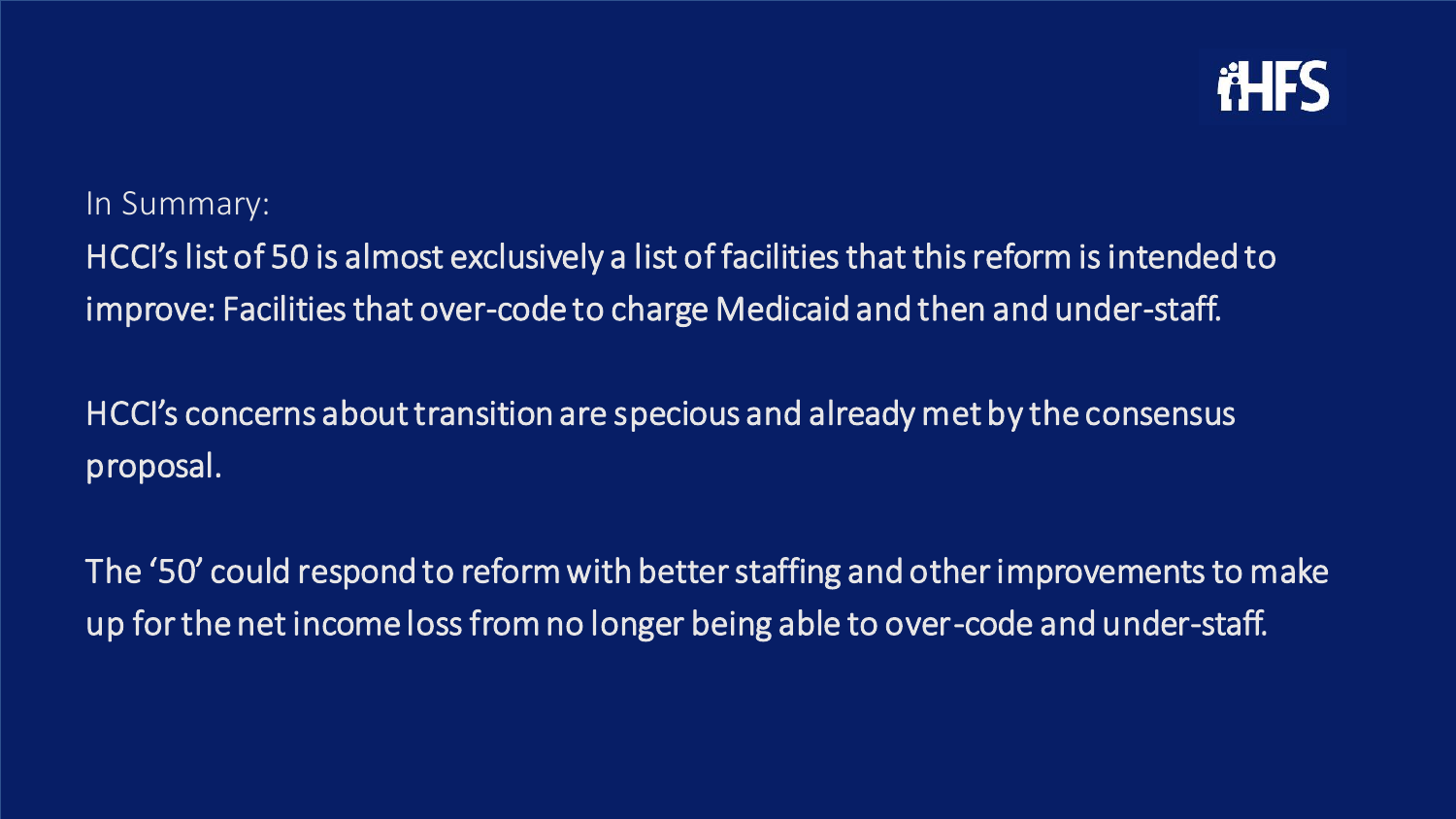In Summary:

HCCI's list of 50 is almost exclusively a list of facilities that this reform is intended to improve: Facilities that over-code to charge Medicaid and then and under-staff.

HCCI's concerns about transition are specious and already met by the consensus proposal.

The '50' could respond to reform with better staffing and other improvements to make up for the net income loss from no longer being able to over-code and under-staff.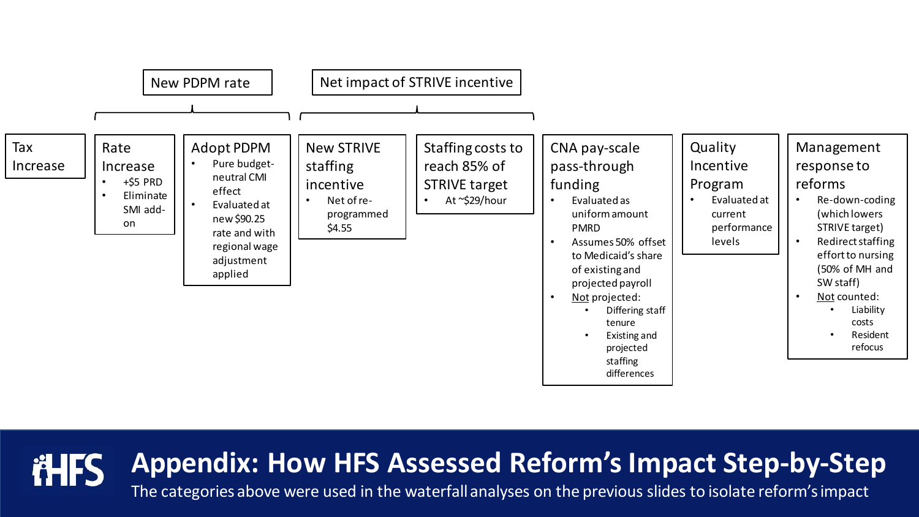## Appendix: How HFS Assessed Reform's Impact Step-by-Step

The categories above were used in the waterfall analyses on the previous slides to isolate reform's impact

**New PDPM rate**

**Net impact of STRIVE incentive**

**Tax Increase**

**Rate Increase**
- +$5 PRD
- Eliminate SMI add-on

**Adopt PDPM**
- Pure budget-neutral CMI effect
- Evaluated at new $90.25 rate and with regional wage adjustment applied

**New STRIVE staffing incentive**
- Net of re-programmed $4.55

**Staffing costs to reach 85% of STRIVE target**
- At ~$29/hour

**CNA pay-scale pass-through funding**
- Evaluated as uniform amount PMRD
- Assumes 50% offset to Medicaid's share of existing and projected payroll
- Not projected:
  - Differing staff tenure
  - Existing and projected staffing differences

**Quality Incentive Program**
- Evaluated at current performance levels

**Management response to reforms**
- Re-down-coding (which lowers STRIVE target)
- Redirect staffing effort to nursing (50% of MH and SW staff)
- Not counted:
  - Liability costs
  - Resident refocus